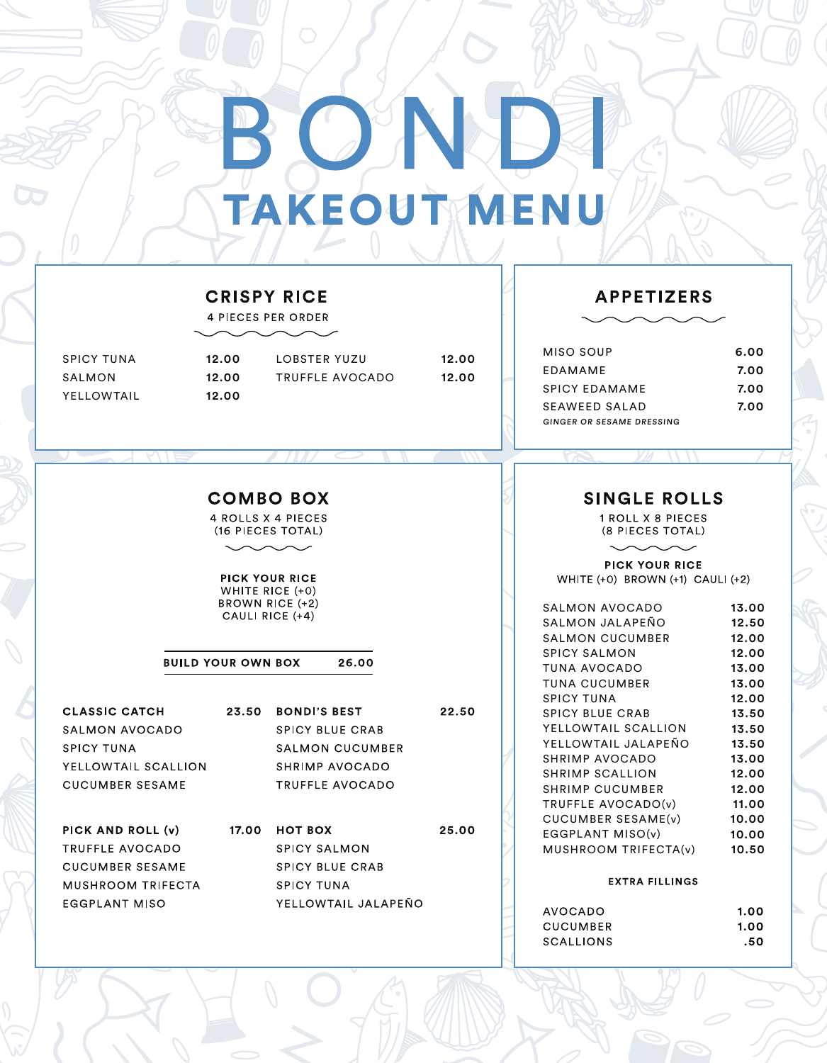# BONDI

## TAKEOUT MENU

### CRISPY RICE

4 PIECES PER ORDER

| Item | Price |
|---|---|
| SPICY TUNA | 12.00 |
| SALMON | 12.00 |
| YELLOWTAIL | 12.00 |
| LOBSTER YUZU | 12.00 |
| TRUFFLE AVOCADO | 12.00 |

### APPETIZERS

| Item | Price |
|---|---|
| MISO SOUP | 6.00 |
| EDAMAME | 7.00 |
| SPICY EDAMAME | 7.00 |
| SEAWEED SALAD | 7.00 |

*GINGER OR SESAME DRESSING*

### COMBO BOX

4 ROLLS X 4 PIECES
(16 PIECES TOTAL)

**PICK YOUR RICE**
WHITE RICE (+0)
BROWN RICE (+2)
CAULI RICE (+4)

**BUILD YOUR OWN BOX** 26.00

**CLASSIC CATCH** 23.50
SALMON AVOCADO
SPICY TUNA
YELLOWTAIL SCALLION
CUCUMBER SESAME

**BONDI'S BEST** 22.50
SPICY BLUE CRAB
SALMON CUCUMBER
SHRIMP AVOCADO
TRUFFLE AVOCADO

**PICK AND ROLL (v)** 17.00
TRUFFLE AVOCADO
CUCUMBER SESAME
MUSHROOM TRIFECTA
EGGPLANT MISO

**HOT BOX** 25.00
SPICY SALMON
SPICY BLUE CRAB
SPICY TUNA
YELLOWTAIL JALAPEÑO

### SINGLE ROLLS

1 ROLL X 8 PIECES
(8 PIECES TOTAL)

**PICK YOUR RICE**
WHITE (+0) BROWN (+1) CAULI (+2)

| Item | Price |
|---|---|
| SALMON AVOCADO | 13.00 |
| SALMON JALAPEÑO | 12.50 |
| SALMON CUCUMBER | 12.00 |
| SPICY SALMON | 12.00 |
| TUNA AVOCADO | 13.00 |
| TUNA CUCUMBER | 13.00 |
| SPICY TUNA | 12.00 |
| SPICY BLUE CRAB | 13.50 |
| YELLOWTAIL SCALLION | 13.50 |
| YELLOWTAIL JALAPEÑO | 13.50 |
| SHRIMP AVOCADO | 13.00 |
| SHRIMP SCALLION | 12.00 |
| SHRIMP CUCUMBER | 12.00 |
| TRUFFLE AVOCADO(v) | 11.00 |
| CUCUMBER SESAME(v) | 10.00 |
| EGGPLANT MISO(v) | 10.00 |
| MUSHROOM TRIFECTA(v) | 10.50 |

**EXTRA FILLINGS**

| Item | Price |
|---|---|
| AVOCADO | 1.00 |
| CUCUMBER | 1.00 |
| SCALLIONS | .50 |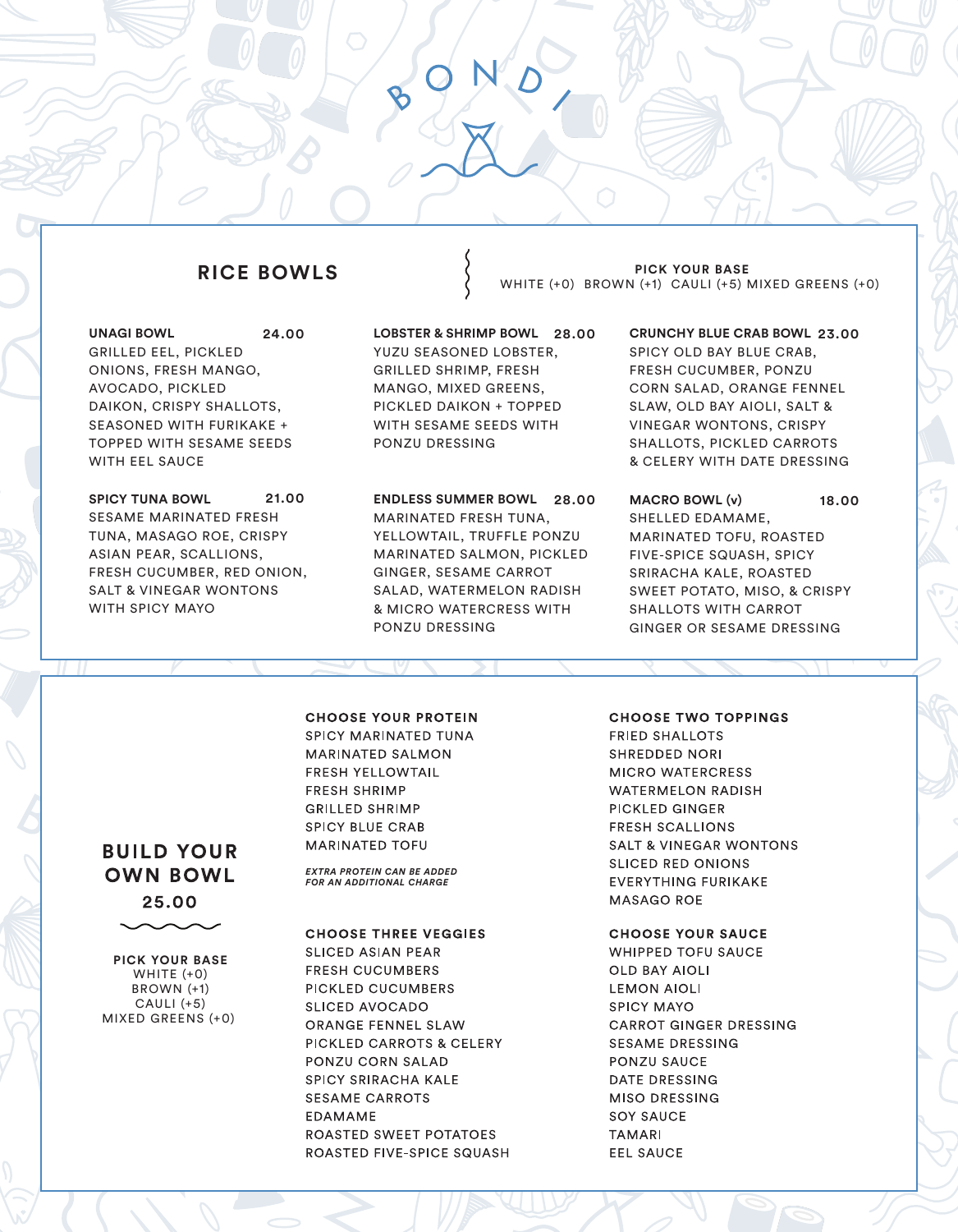# BONDI

## RICE BOWLS

**PICK YOUR BASE**
WHITE (+0) BROWN (+1) CAULI (+5) MIXED GREENS (+0)

**UNAGI BOWL** 24.00
GRILLED EEL, PICKLED ONIONS, FRESH MANGO, AVOCADO, PICKLED DAIKON, CRISPY SHALLOTS, SEASONED WITH FURIKAKE + TOPPED WITH SESAME SEEDS WITH EEL SAUCE

**SPICY TUNA BOWL** 21.00
SESAME MARINATED FRESH TUNA, MASAGO ROE, CRISPY ASIAN PEAR, SCALLIONS, FRESH CUCUMBER, RED ONION, SALT & VINEGAR WONTONS WITH SPICY MAYO

**LOBSTER & SHRIMP BOWL** 28.00
YUZU SEASONED LOBSTER, GRILLED SHRIMP, FRESH MANGO, MIXED GREENS, PICKLED DAIKON + TOPPED WITH SESAME SEEDS WITH PONZU DRESSING

**ENDLESS SUMMER BOWL** 28.00
MARINATED FRESH TUNA, YELLOWTAIL, TRUFFLE PONZU MARINATED SALMON, PICKLED GINGER, SESAME CARROT SALAD, WATERMELON RADISH & MICRO WATERCRESS WITH PONZU DRESSING

**CRUNCHY BLUE CRAB BOWL** 23.00
SPICY OLD BAY BLUE CRAB, FRESH CUCUMBER, PONZU CORN SALAD, ORANGE FENNEL SLAW, OLD BAY AIOLI, SALT & VINEGAR WONTONS, CRISPY SHALLOTS, PICKLED CARROTS & CELERY WITH DATE DRESSING

**MACRO BOWL (v)** 18.00
SHELLED EDAMAME, MARINATED TOFU, ROASTED FIVE-SPICE SQUASH, SPICY SRIRACHA KALE, ROASTED SWEET POTATO, MISO, & CRISPY SHALLOTS WITH CARROT GINGER OR SESAME DRESSING

## BUILD YOUR OWN BOWL

**25.00**

**PICK YOUR BASE**
WHITE (+0)
BROWN (+1)
CAULI (+5)
MIXED GREENS (+0)

### CHOOSE YOUR PROTEIN
SPICY MARINATED TUNA
MARINATED SALMON
FRESH YELLOWTAIL
FRESH SHRIMP
GRILLED SHRIMP
SPICY BLUE CRAB
MARINATED TOFU

***EXTRA PROTEIN CAN BE ADDED FOR AN ADDITIONAL CHARGE***

### CHOOSE THREE VEGGIES
SLICED ASIAN PEAR
FRESH CUCUMBERS
PICKLED CUCUMBERS
SLICED AVOCADO
ORANGE FENNEL SLAW
PICKLED CARROTS & CELERY
PONZU CORN SALAD
SPICY SRIRACHA KALE
SESAME CARROTS
EDAMAME
ROASTED SWEET POTATOES
ROASTED FIVE-SPICE SQUASH

### CHOOSE TWO TOPPINGS
FRIED SHALLOTS
SHREDDED NORI
MICRO WATERCRESS
WATERMELON RADISH
PICKLED GINGER
FRESH SCALLIONS
SALT & VINEGAR WONTONS
SLICED RED ONIONS
EVERYTHING FURIKAKE
MASAGO ROE

### CHOOSE YOUR SAUCE
WHIPPED TOFU SAUCE
OLD BAY AIOLI
LEMON AIOLI
SPICY MAYO
CARROT GINGER DRESSING
SESAME DRESSING
PONZU SAUCE
DATE DRESSING
MISO DRESSING
SOY SAUCE
TAMARI
EEL SAUCE